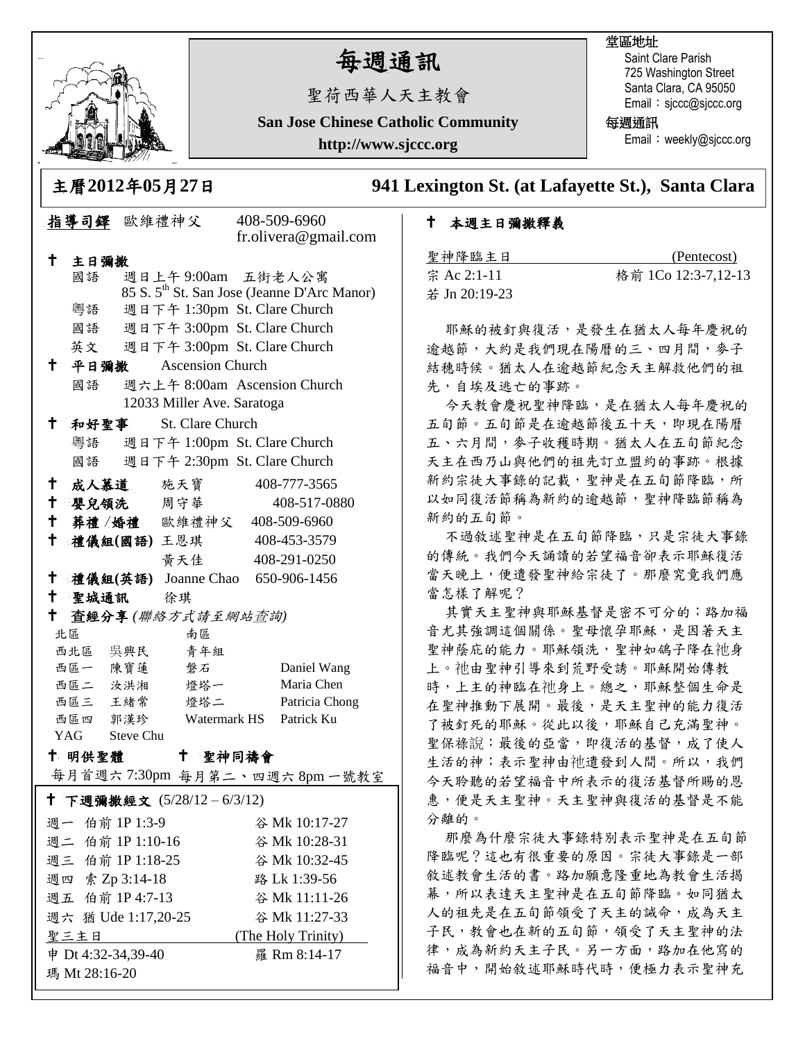# 每週通訊

聖荷西華人天主教會

**San Jose Chinese Catholic Community**

**http://www.sjccc.org**

堂區地址
Saint Clare Parish
725 Washington Street
Santa Clara, CA 95050
Email：sjccc@sjccc.org

每週通訊
Email：weekly@sjccc.org

## 主曆2012年05月27日 　　941 Lexington St. (at Lafayette St.), Santa Clara

**指導司鐸** 歐維禮神父　408-509-6960　fr.olivera@gmail.com

**† 主日彌撒**
- 國語　週日上午 9:00am　五街老人公寓 85 S. 5th St. San Jose (Jeanne D'Arc Manor)
- 粵語　週日下午 1:30pm　St. Clare Church
- 國語　週日下午 3:00pm　St. Clare Church
- 英文　週日下午 3:00pm　St. Clare Church

**† 平日彌撒**　Ascension Church
- 國語　週六上午 8:00am　Ascension Church 12033 Miller Ave. Saratoga

**† 和好聖事**　St. Clare Church
- 粵語　週日下午 1:00pm　St. Clare Church
- 國語　週日下午 2:30pm　St. Clare Church

**† 成人慕道**　施天寶　408-777-3565
**† 嬰兒領洗**　周守華　408-517-0880
**† 葬禮 /婚禮**　歐維禮神父　408-509-6960
**† 禮儀組(國語)** 王恩琪　408-453-3579；黃天佳　408-291-0250
**† 禮儀組(英語)** Joanne Chao　650-906-1456
**† 聖城通訊**　徐琪
**† 查經分享** *(聯絡方式請至網站查詢)*

| 北區 | | 南區 | |
|---|---|---|---|
| 西北區 | 吳興民 | 青年組 | |
| 西區一 | 陳寶蓮 | 磐石 | Daniel Wang |
| 西區二 | 汝洪湘 | 燈塔一 | Maria Chen |
| 西區三 | 王緒常 | 燈塔二 | Patricia Chong |
| 西區四 | 郭漢珍 | Watermark HS | Patrick Ku |
| YAG | Steve Chu | | |

**† 明供聖體**　**† 聖神同禱會**
每月首週六 7:30pm　每月第二、四週六 8pm 一號教室

**† 下週彌撒經文** (5/28/12 – 6/3/12)

| | | |
|---|---|---|
| 週一 | 伯前 1P 1:3-9 | 谷 Mk 10:17-27 |
| 週二 | 伯前 1P 1:10-16 | 谷 Mk 10:28-31 |
| 週三 | 伯前 1P 1:18-25 | 谷 Mk 10:32-45 |
| 週四 | 索 Zp 3:14-18 | 路 Lk 1:39-56 |
| 週五 | 伯前 1P 4:7-13 | 谷 Mk 11:11-26 |
| 週六 | 猶 Ude 1:17,20-25 | 谷 Mk 11:27-33 |
| 聖三主日 | | (The Holy Trinity) |
| 申 Dt 4:32-34,39-40 | | 羅 Rm 8:14-17 |
| 瑪 Mt 28:16-20 | | |

## † 本週主日彌撒釋義

聖神降臨主日　(Pentecost)
宗 Ac 2:1-11　格前 1Co 12:3-7,12-13
若 Jn 20:19-23

耶穌的被釘與復活，是發生在猶太人每年慶祝的逾越節，大約是我們現在陽曆的三、四月間，麥子結穗時候。猶太人在逾越節紀念天主解救他們的祖先，自埃及逃亡的事跡。

今天教會慶祝聖神降臨，是在猶太人每年慶祝的五旬節。五旬節是在逾越節後五十天，即現在陽曆五、六月間，麥子收穫時期。猶太人在五旬節紀念天主在西乃山與他們的祖先訂立盟約的事跡。根據新約宗徒大事錄的記載，聖神是在五旬節降臨，所以如同復活節稱為新約的逾越節，聖神降臨節稱為新約的五旬節。

不過敘述聖神是在五旬節降臨，只是宗徒大事錄的傳統。我們今天誦讀的若望福音卻表示耶穌復活當天晚上，便遣發聖神給宗徒了。那麼究竟我們應當怎樣了解呢？

其實天主聖神與耶穌基督是密不可分的；路加福音尤其強調這個關係。聖母懷孕耶穌，是因著天主聖神蔭庇的能力。耶穌領洗，聖神如鴿子降在祂身上。祂由聖神引導來到荒野受誘。耶穌開始傳教時，上主的神臨在祂身上。總之，耶穌整個生命是在聖神推動下展開。最後，是天主聖神的能力復活了被釘死的耶穌。從此以後，耶穌自己充滿聖神。聖保祿說：最後的亞當，即復活的基督，成了使人生活的神；表示聖神由祂遣發到人間。所以，我們今天聆聽的若望福音中所表示的復活基督所賜的恩惠，便是天主聖神。天主聖神與復活的基督是不能分離的。

那麼為什麼宗徒大事錄特別表示聖神是在五旬節降臨呢？這也有很重要的原因。宗徒大事錄是一部敘述教會生活的書。路加願意隆重地為教會生活揭幕，所以表達天主聖神是在五旬節降臨。如同猶太人的祖先是在五旬節領受了天主的誡命，成為天主子民，教會也在新的五旬節，領受了天主聖神的法律，成為新約天主子民。另一方面，路加在他寫的福音中，開始敘述耶穌時代時，便極力表示聖神充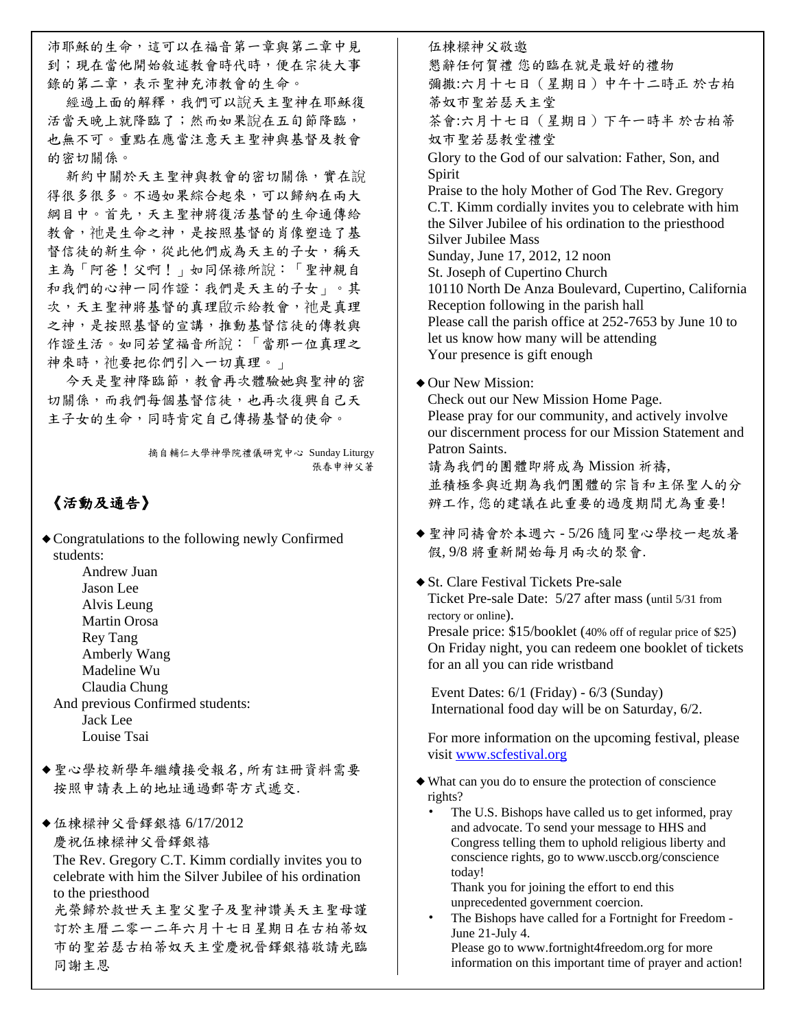沛耶穌的生命，這可以在福音第一章與第二章中見到；現在當他開始敘述教會時代時，便在宗徒大事錄的第二章，表示聖神充沛教會的生命。

經過上面的解釋，我們可以說天主聖神在耶穌復活當天晚上就降臨了；然而如果說在五旬節降臨，也無不可。重點在應當注意天主聖神與基督及教會的密切關係。

新約中關於天主聖神與教會的密切關係，實在說得很多很多。不過如果綜合起來，可以歸納在兩大綱目中。首先，天主聖神將復活基督的生命通傳給教會，祂是生命之神，是按照基督的肖像塑造了基督信徒的新生命，從此他們成為天主的子女，稱天主為「阿爸！父啊！」如同保祿所說：「聖神親自和我們的心神一同作證：我們是天主的子女」。其次，天主聖神將基督的真理啟示給教會，祂是真理之神，是按照基督的宣講，推動基督信徒的傳教與作證生活。如同若望福音所說：「當那一位真理之神來時，祂要把你們引入一切真理。」

今天是聖神降臨節，教會再次體驗她與聖神的密切關係，而我們每個基督信徒，也再次復興自己天主子女的生命，同時肯定自己傳揚基督的使命。

摘自輔仁大學神學院禮儀研究中心 Sunday Liturgy
張春申神父著

## 《活動及通告》

◆ Congratulations to the following newly Confirmed students:
  Andrew Juan
  Jason Lee
  Alvis Leung
  Martin Orosa
  Rey Tang
  Amberly Wang
  Madeline Wu
  Claudia Chung
 And previous Confirmed students:
  Jack Lee
  Louise Tsai

◆ 聖心學校新學年繼續接受報名, 所有註冊資料需要按照申請表上的地址通過郵寄方式遞交.

◆ 伍棟樑神父晉鐸銀禧 6/17/2012
 慶祝伍棟樑神父晉鐸銀禧
 The Rev. Gregory C.T. Kimm cordially invites you to celebrate with him the Silver Jubilee of his ordination to the priesthood
 光榮歸於救世天主聖父聖子及聖神讚美天主聖母謹訂於主曆二零一二年六月十七日星期日在古柏蒂奴市的聖若瑟古柏蒂奴天主堂慶祝晉鐸銀禧敬請光臨同謝主恩
 伍棟樑神父敬邀
 懇辭任何賀禮 您的臨在就是最好的禮物
 彌撒:六月十七日（星期日）中午十二時正 於古柏蒂奴市聖若瑟天主堂
 茶會:六月十七日（星期日）下午一時半 於古柏蒂奴市聖若瑟教堂禮堂
 Glory to the God of our salvation: Father, Son, and Spirit
 Praise to the holy Mother of God The Rev. Gregory C.T. Kimm cordially invites you to celebrate with him the Silver Jubilee of his ordination to the priesthood
 Silver Jubilee Mass
 Sunday, June 17, 2012, 12 noon
 St. Joseph of Cupertino Church
 10110 North De Anza Boulevard, Cupertino, California
 Reception following in the parish hall
 Please call the parish office at 252-7653 by June 10 to let us know how many will be attending
 Your presence is gift enough

◆ Our New Mission:
 Check out our New Mission Home Page.
 Please pray for our community, and actively involve our discernment process for our Mission Statement and Patron Saints.
 請為我們的團體即將成為 Mission 祈禱,
 並積極參與近期為我們團體的宗旨和主保聖人的分辨工作, 您的建議在此重要的過度期間尤為重要!

◆ 聖神同禱會於本週六 - 5/26 隨同聖心學校一起放暑假, 9/8 將重新開始每月兩次的聚會.

◆ St. Clare Festival Tickets Pre-sale
 Ticket Pre-sale Date: 5/27 after mass (until 5/31 from rectory or online).
 Presale price: $15/booklet (40% off of regular price of $25)
 On Friday night, you can redeem one booklet of tickets for an all you can ride wristband

 Event Dates: 6/1 (Friday) - 6/3 (Sunday)
 International food day will be on Saturday, 6/2.

 For more information on the upcoming festival, please visit www.scfestival.org

◆ What can you do to ensure the protection of conscience rights?
 - The U.S. Bishops have called us to get informed, pray and advocate. To send your message to HHS and Congress telling them to uphold religious liberty and conscience rights, go to www.usccb.org/conscience today!
 Thank you for joining the effort to end this unprecedented government coercion.
 - The Bishops have called for a Fortnight for Freedom - June 21-July 4.
 Please go to www.fortnight4freedom.org for more information on this important time of prayer and action!